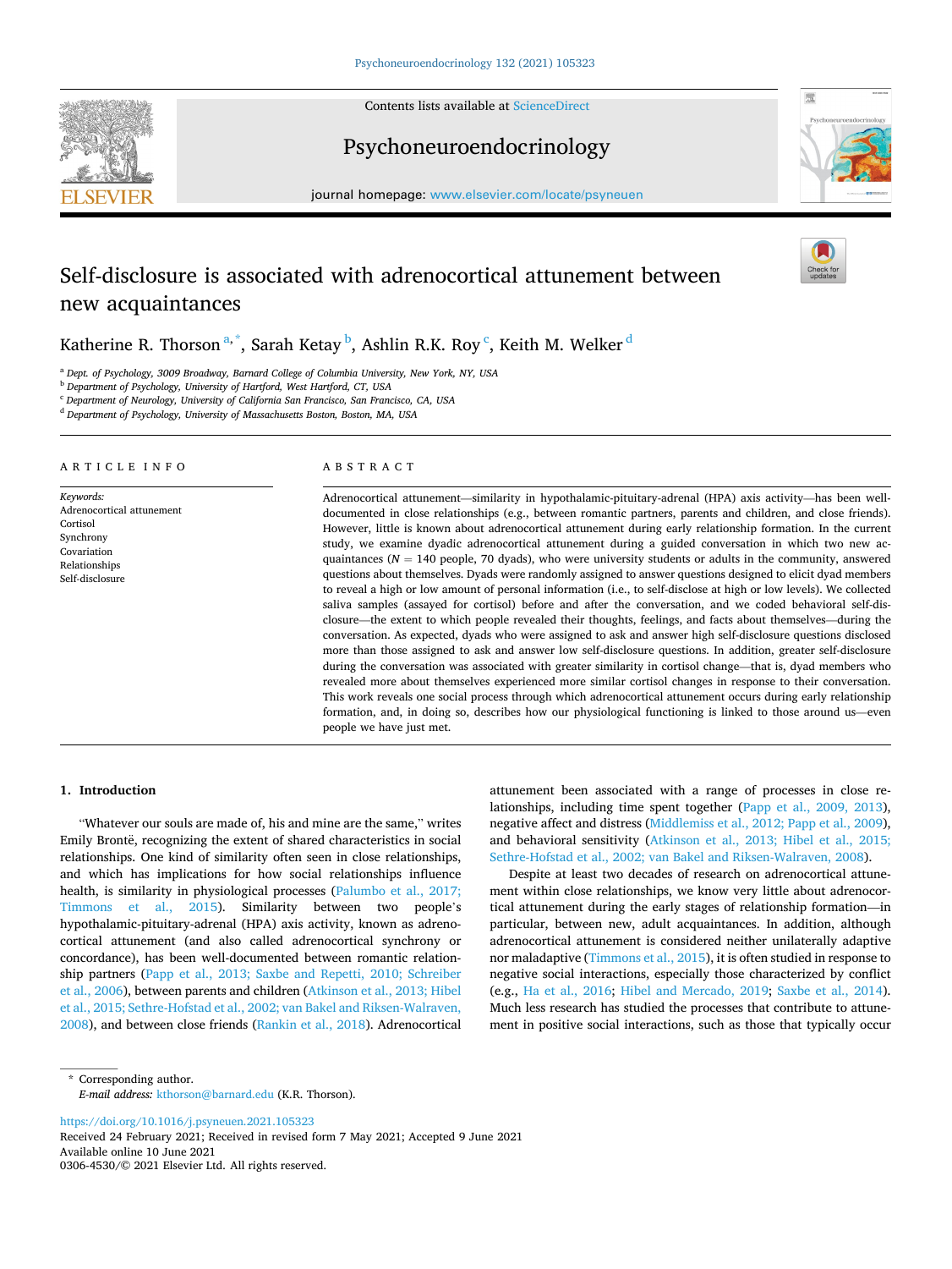# Self-disclosure is associated with adrenocortical attunement between new acquaintances

Katherine R. Thorson[a,*], Sarah Ketay[b], Ashlin R.K. Roy[c], Keith M. Welker[d]

[a] Dept. of Psychology, 3009 Broadway, Barnard College of Columbia University, New York, NY, USA
[b] Department of Psychology, University of Hartford, West Hartford, CT, USA
[c] Department of Neurology, University of California San Francisco, San Francisco, CA, USA
[d] Department of Psychology, University of Massachusetts Boston, Boston, MA, USA

## ARTICLE INFO

*Keywords:*
Adrenocortical attunement
Cortisol
Synchrony
Covariation
Relationships
Self-disclosure

## ABSTRACT

Adrenocortical attunement—similarity in hypothalamic-pituitary-adrenal (HPA) axis activity—has been well-documented in close relationships (e.g., between romantic partners, parents and children, and close friends). However, little is known about adrenocortical attunement during early relationship formation. In the current study, we examine dyadic adrenocortical attunement during a guided conversation in which two new acquaintances ($N$ = 140 people, 70 dyads), who were university students or adults in the community, answered questions about themselves. Dyads were randomly assigned to answer questions designed to elicit dyad members to reveal a high or low amount of personal information (i.e., to self-disclose at high or low levels). We collected saliva samples (assayed for cortisol) before and after the conversation, and we coded behavioral self-disclosure—the extent to which people revealed their thoughts, feelings, and facts about themselves—during the conversation. As expected, dyads who were assigned to ask and answer high self-disclosure questions disclosed more than those assigned to ask and answer low self-disclosure questions. In addition, greater self-disclosure during the conversation was associated with greater similarity in cortisol change—that is, dyad members who revealed more about themselves experienced more similar cortisol changes in response to their conversation. This work reveals one social process through which adrenocortical attunement occurs during early relationship formation, and, in doing so, describes how our physiological functioning is linked to those around us—even people we have just met.

## 1. Introduction

"Whatever our souls are made of, his and mine are the same," writes Emily Brontë, recognizing the extent of shared characteristics in social relationships. One kind of similarity often seen in close relationships, and which has implications for how social relationships influence health, is similarity in physiological processes (Palumbo et al., 2017; Timmons et al., 2015). Similarity between two people's hypothalamic-pituitary-adrenal (HPA) axis activity, known as adrenocortical attunement (and also called adrenocortical synchrony or concordance), has been well-documented between romantic relationship partners (Papp et al., 2013; Saxbe and Repetti, 2010; Schreiber et al., 2006), between parents and children (Atkinson et al., 2013; Hibel et al., 2015; Sethre-Hofstad et al., 2002; van Bakel and Riksen-Walraven, 2008), and between close friends (Rankin et al., 2018). Adrenocortical attunement been associated with a range of processes in close relationships, including time spent together (Papp et al., 2009, 2013), negative affect and distress (Middlemiss et al., 2012; Papp et al., 2009), and behavioral sensitivity (Atkinson et al., 2013; Hibel et al., 2015; Sethre-Hofstad et al., 2002; van Bakel and Riksen-Walraven, 2008).

Despite at least two decades of research on adrenocortical attunement within close relationships, we know very little about adrenocortical attunement during the early stages of relationship formation—in particular, between new, adult acquaintances. In addition, although adrenocortical attunement is considered neither unilaterally adaptive nor maladaptive (Timmons et al., 2015), it is often studied in response to negative social interactions, especially those characterized by conflict (e.g., Ha et al., 2016; Hibel and Mercado, 2019; Saxbe et al., 2014). Much less research has studied the processes that contribute to attunement in positive social interactions, such as those that typically occur

\* Corresponding author.
*E-mail address:* kthorson@barnard.edu (K.R. Thorson).

https://doi.org/10.1016/j.psyneuen.2021.105323
Received 24 February 2021; Received in revised form 7 May 2021; Accepted 9 June 2021
Available online 10 June 2021
0306-4530/© 2021 Elsevier Ltd. All rights reserved.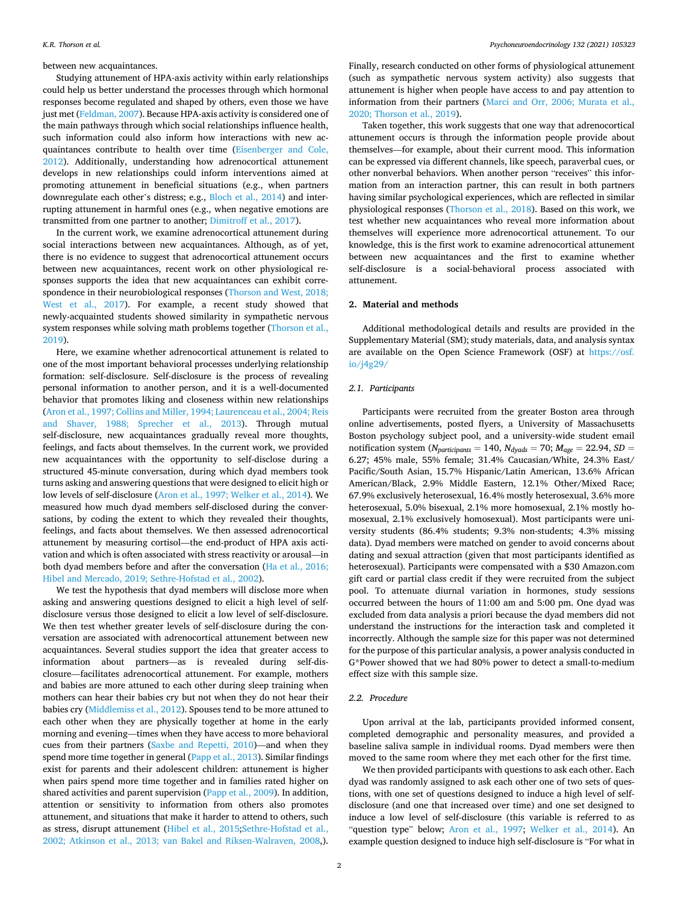between new acquaintances.

Studying attunement of HPA-axis activity within early relationships could help us better understand the processes through which hormonal responses become regulated and shaped by others, even those we have just met (Feldman, 2007). Because HPA-axis activity is considered one of the main pathways through which social relationships influence health, such information could also inform how interactions with new acquaintances contribute to health over time (Eisenberger and Cole, 2012). Additionally, understanding how adrenocortical attunement develops in new relationships could inform interventions aimed at promoting attunement in beneficial situations (e.g., when partners downregulate each other's distress; e.g., Bloch et al., 2014) and interrupting attunement in harmful ones (e.g., when negative emotions are transmitted from one partner to another; Dimitroff et al., 2017).

In the current work, we examine adrenocortical attunement during social interactions between new acquaintances. Although, as of yet, there is no evidence to suggest that adrenocortical attunement occurs between new acquaintances, recent work on other physiological responses supports the idea that new acquaintances can exhibit correspondence in their neurobiological responses (Thorson and West, 2018; West et al., 2017). For example, a recent study showed that newly-acquainted students showed similarity in sympathetic nervous system responses while solving math problems together (Thorson et al., 2019).

Here, we examine whether adrenocortical attunement is related to one of the most important behavioral processes underlying relationship formation: self-disclosure. Self-disclosure is the process of revealing personal information to another person, and it is a well-documented behavior that promotes liking and closeness within new relationships (Aron et al., 1997; Collins and Miller, 1994; Laurenceau et al., 2004; Reis and Shaver, 1988; Sprecher et al., 2013). Through mutual self-disclosure, new acquaintances gradually reveal more thoughts, feelings, and facts about themselves. In the current work, we provided new acquaintances with the opportunity to self-disclose during a structured 45-minute conversation, during which dyad members took turns asking and answering questions that were designed to elicit high or low levels of self-disclosure (Aron et al., 1997; Welker et al., 2014). We measured how much dyad members self-disclosed during the conversations, by coding the extent to which they revealed their thoughts, feelings, and facts about themselves. We then assessed adrenocortical attunement by measuring cortisol—the end-product of HPA axis activation and which is often associated with stress reactivity or arousal—in both dyad members before and after the conversation (Ha et al., 2016; Hibel and Mercado, 2019; Sethre-Hofstad et al., 2002).

We test the hypothesis that dyad members will disclose more when asking and answering questions designed to elicit a high level of self-disclosure versus those designed to elicit a low level of self-disclosure. We then test whether greater levels of self-disclosure during the conversation are associated with adrenocortical attunement between new acquaintances. Several studies support the idea that greater access to information about partners—as is revealed during self-disclosure—facilitates adrenocortical attunement. For example, mothers and babies are more attuned to each other during sleep training when mothers can hear their babies cry but not when they do not hear their babies cry (Middlemiss et al., 2012). Spouses tend to be more attuned to each other when they are physically together at home in the early morning and evening—times when they have access to more behavioral cues from their partners (Saxbe and Repetti, 2010)—and when they spend more time together in general (Papp et al., 2013). Similar findings exist for parents and their adolescent children: attunement is higher when pairs spend more time together and in families rated higher on shared activities and parent supervision (Papp et al., 2009). In addition, attention or sensitivity to information from others also promotes attunement, and situations that make it harder to attend to others, such as stress, disrupt attunement (Hibel et al., 2015;Sethre-Hofstad et al., 2002; Atkinson et al., 2013; van Bakel and Riksen-Walraven, 2008,). Finally, research conducted on other forms of physiological attunement (such as sympathetic nervous system activity) also suggests that attunement is higher when people have access to and pay attention to information from their partners (Marci and Orr, 2006; Murata et al., 2020; Thorson et al., 2019).

Taken together, this work suggests that one way that adrenocortical attunement occurs is through the information people provide about themselves—for example, about their current mood. This information can be expressed via different channels, like speech, paraverbal cues, or other nonverbal behaviors. When another person "receives" this information from an interaction partner, this can result in both partners having similar psychological experiences, which are reflected in similar physiological responses (Thorson et al., 2018). Based on this work, we test whether new acquaintances who reveal more information about themselves will experience more adrenocortical attunement. To our knowledge, this is the first work to examine adrenocortical attunement between new acquaintances and the first to examine whether self-disclosure is a social-behavioral process associated with attunement.

## 2. Material and methods

Additional methodological details and results are provided in the Supplementary Material (SM); study materials, data, and analysis syntax are available on the Open Science Framework (OSF) at https://osf.io/j4g29/

### 2.1. Participants

Participants were recruited from the greater Boston area through online advertisements, posted flyers, a University of Massachusetts Boston psychology subject pool, and a university-wide student email notification system ($N_{participants}$ = 140, $N_{dyads}$ = 70; $M_{age}$ = 22.94, $SD$ = 6.27; 45% male, 55% female; 31.4% Caucasian/White, 24.3% East/Pacific/South Asian, 15.7% Hispanic/Latin American, 13.6% African American/Black, 2.9% Middle Eastern, 12.1% Other/Mixed Race; 67.9% exclusively heterosexual, 16.4% mostly heterosexual, 3.6% more heterosexual, 5.0% bisexual, 2.1% more homosexual, 2.1% mostly homosexual, 2.1% exclusively homosexual). Most participants were university students (86.4% students; 9.3% non-students; 4.3% missing data). Dyad members were matched on gender to avoid concerns about dating and sexual attraction (given that most participants identified as heterosexual). Participants were compensated with a $30 Amazon.com gift card or partial class credit if they were recruited from the subject pool. To attenuate diurnal variation in hormones, study sessions occurred between the hours of 11:00 am and 5:00 pm. One dyad was excluded from data analysis a priori because the dyad members did not understand the instructions for the interaction task and completed it incorrectly. Although the sample size for this paper was not determined for the purpose of this particular analysis, a power analysis conducted in G*Power showed that we had 80% power to detect a small-to-medium effect size with this sample size.

### 2.2. Procedure

Upon arrival at the lab, participants provided informed consent, completed demographic and personality measures, and provided a baseline saliva sample in individual rooms. Dyad members were then moved to the same room where they met each other for the first time.

We then provided participants with questions to ask each other. Each dyad was randomly assigned to ask each other one of two sets of questions, with one set of questions designed to induce a high level of self-disclosure (and one that increased over time) and one set designed to induce a low level of self-disclosure (this variable is referred to as "question type" below; Aron et al., 1997; Welker et al., 2014). An example question designed to induce high self-disclosure is "For what in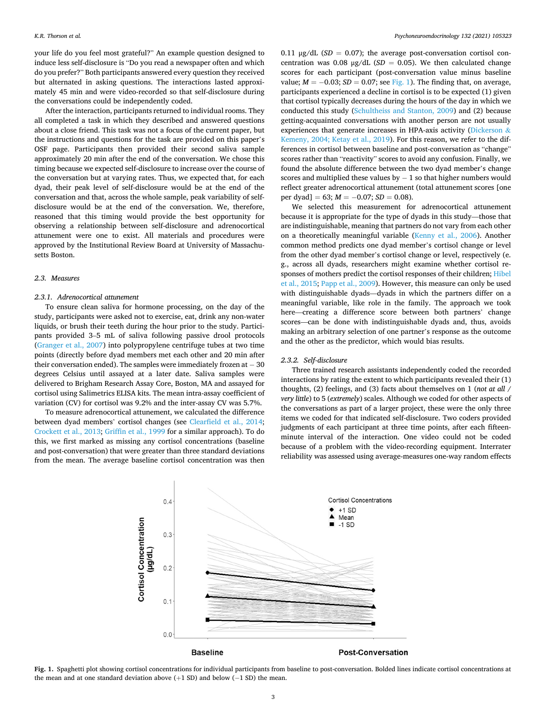your life do you feel most grateful?" An example question designed to induce less self-disclosure is "Do you read a newspaper often and which do you prefer?" Both participants answered every question they received but alternated in asking questions. The interactions lasted approximately 45 min and were video-recorded so that self-disclosure during the conversations could be independently coded.

After the interaction, participants returned to individual rooms. They all completed a task in which they described and answered questions about a close friend. This task was not a focus of the current paper, but the instructions and questions for the task are provided on this paper's OSF page. Participants then provided their second saliva sample approximately 20 min after the end of the conversation. We chose this timing because we expected self-disclosure to increase over the course of the conversation but at varying rates. Thus, we expected that, for each dyad, their peak level of self-disclosure would be at the end of the conversation and that, across the whole sample, peak variability of self-disclosure would be at the end of the conversation. We, therefore, reasoned that this timing would provide the best opportunity for observing a relationship between self-disclosure and adrenocortical attunement were one to exist. All materials and procedures were approved by the Institutional Review Board at University of Massachusetts Boston.

### 2.3. Measures

#### 2.3.1. Adrenocortical attunement

To ensure clean saliva for hormone processing, on the day of the study, participants were asked not to exercise, eat, drink any non-water liquids, or brush their teeth during the hour prior to the study. Participants provided 3–5 mL of saliva following passive drool protocols (Granger et al., 2007) into polypropylene centrifuge tubes at two time points (directly before dyad members met each other and 20 min after their conversation ended). The samples were immediately frozen at − 30 degrees Celsius until assayed at a later date. Saliva samples were delivered to Brigham Research Assay Core, Boston, MA and assayed for cortisol using Salimetrics ELISA kits. The mean intra-assay coefficient of variation (CV) for cortisol was 9.2% and the inter-assay CV was 5.7%.

To measure adrenocortical attunement, we calculated the difference between dyad members' cortisol changes (see Clearfield et al., 2014; Crockett et al., 2013; Griffin et al., 1999 for a similar approach). To do this, we first marked as missing any cortisol concentrations (baseline and post-conversation) that were greater than three standard deviations from the mean. The average baseline cortisol concentration was then 0.11 μg/dL ($SD$ = 0.07); the average post-conversation cortisol concentration was 0.08 μg/dL ($SD$ = 0.05). We then calculated change scores for each participant (post-conversation value minus baseline value; $M$ = −0.03; $SD$ = 0.07; see Fig. 1). The finding that, on average, participants experienced a decline in cortisol is to be expected (1) given that cortisol typically decreases during the hours of the day in which we conducted this study (Schultheiss and Stanton, 2009) and (2) because getting-acquainted conversations with another person are not usually experiences that generate increases in HPA-axis activity (Dickerson & Kemeny, 2004; Ketay et al., 2019). For this reason, we refer to the differences in cortisol between baseline and post-conversation as "change" scores rather than "reactivity" scores to avoid any confusion. Finally, we found the absolute difference between the two dyad member's change scores and multiplied these values by − 1 so that higher numbers would reflect greater adrenocortical attunement (total attunement scores [one per dyad] = 63; $M$ = −0.07; $SD$ = 0.08).

We selected this measurement for adrenocortical attunement because it is appropriate for the type of dyads in this study—those that are indistinguishable, meaning that partners do not vary from each other on a theoretically meaningful variable (Kenny et al., 2006). Another common method predicts one dyad member's cortisol change or level from the other dyad member's cortisol change or level, respectively (e.g., across all dyads, researchers might examine whether cortisol responses of mothers predict the cortisol responses of their children; Hibel et al., 2015; Papp et al., 2009). However, this measure can only be used with distinguishable dyads—dyads in which the partners differ on a meaningful variable, like role in the family. The approach we took here—creating a difference score between both partners' change scores—can be done with indistinguishable dyads and, thus, avoids making an arbitrary selection of one partner's response as the outcome and the other as the predictor, which would bias results.

#### 2.3.2. Self-disclosure

Three trained research assistants independently coded the recorded interactions by rating the extent to which participants revealed their (1) thoughts, (2) feelings, and (3) facts about themselves on 1 (*not at all / very little*) to 5 (*extremely*) scales. Although we coded for other aspects of the conversations as part of a larger project, these were the only three items we coded for that indicated self-disclosure. Two coders provided judgments of each participant at three time points, after each fifteen-minute interval of the interaction. One video could not be coded because of a problem with the video-recording equipment. Interrater reliability was assessed using average-measures one-way random effects

**Fig. 1.** Spaghetti plot showing cortisol concentrations for individual participants from baseline to post-conversation. Bolded lines indicate cortisol concentrations at the mean and at one standard deviation above (+1 SD) and below (−1 SD) the mean.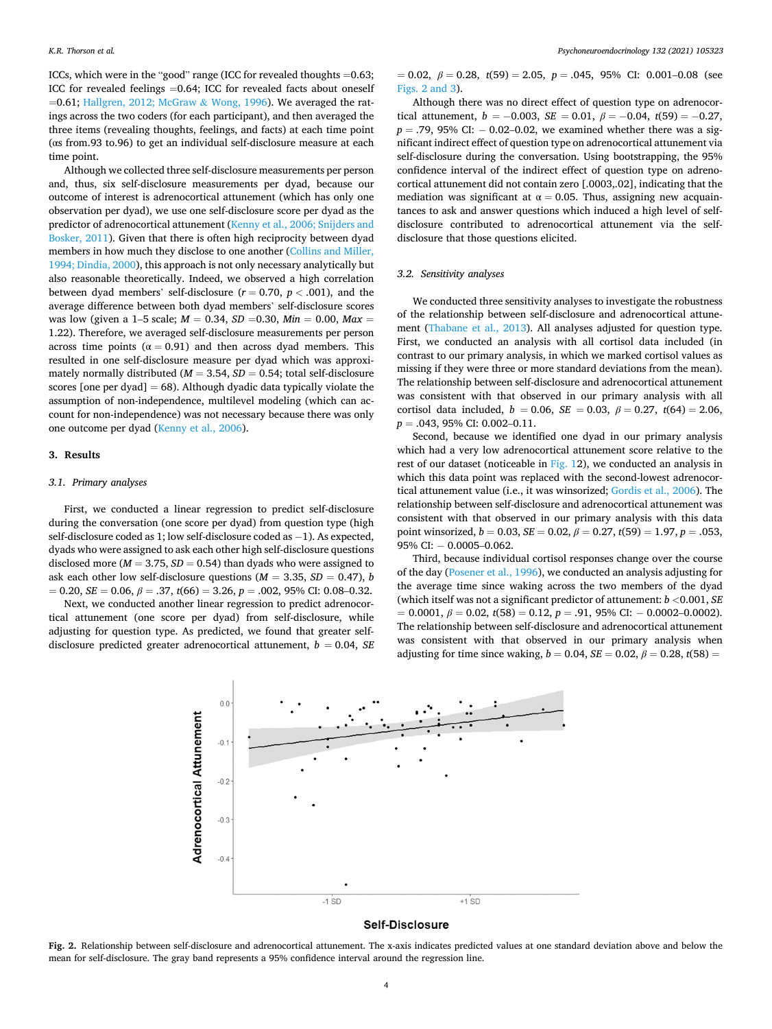ICCs, which were in the "good" range (ICC for revealed thoughts =0.63; ICC for revealed feelings =0.64; ICC for revealed facts about oneself =0.61; Hallgren, 2012; McGraw & Wong, 1996). We averaged the ratings across the two coders (for each participant), and then averaged the three items (revealing thoughts, feelings, and facts) at each time point (αs from.93 to.96) to get an individual self-disclosure measure at each time point.

Although we collected three self-disclosure measurements per person and, thus, six self-disclosure measurements per dyad, because our outcome of interest is adrenocortical attunement (which has only one observation per dyad), we use one self-disclosure score per dyad as the predictor of adrenocortical attunement (Kenny et al., 2006; Snijders and Bosker, 2011). Given that there is often high reciprocity between dyad members in how much they disclose to one another (Collins and Miller, 1994; Dindia, 2000), this approach is not only necessary analytically but also reasonable theoretically. Indeed, we observed a high correlation between dyad members' self-disclosure ($r = 0.70$, $p < .001$), and the average difference between both dyad members' self-disclosure scores was low (given a 1–5 scale; $M = 0.34$, $SD$ =0.30, $Min = 0.00$, $Max = 1.22$). Therefore, we averaged self-disclosure measurements per person across time points ($\alpha = 0.91$) and then across dyad members. This resulted in one self-disclosure measure per dyad which was approximately normally distributed ($M = 3.54$, $SD = 0.54$; total self-disclosure scores [one per dyad] = 68). Although dyadic data typically violate the assumption of non-independence, multilevel modeling (which can account for non-independence) was not necessary because there was only one outcome per dyad (Kenny et al., 2006).

## 3. Results

### 3.1. Primary analyses

First, we conducted a linear regression to predict self-disclosure during the conversation (one score per dyad) from question type (high self-disclosure coded as 1; low self-disclosure coded as −1). As expected, dyads who were assigned to ask each other high self-disclosure questions disclosed more ($M = 3.75$, $SD = 0.54$) than dyads who were assigned to ask each other low self-disclosure questions ($M = 3.35$, $SD = 0.47$), $b = 0.20$, $SE = 0.06$, $\beta = .37$, $t(66) = 3.26$, $p = .002$, 95% CI: 0.08–0.32.

Next, we conducted another linear regression to predict adrenocortical attunement (one score per dyad) from self-disclosure, while adjusting for question type. As predicted, we found that greater self-disclosure predicted greater adrenocortical attunement, $b = 0.04$, $SE = 0.02$, $\beta = 0.28$, $t(59) = 2.05$, $p = .045$, 95% CI: 0.001–0.08 (see Figs. 2 and 3).

Although there was no direct effect of question type on adrenocortical attunement, $b = -0.003$, $SE = 0.01$, $\beta = -0.04$, $t(59) = -0.27$, $p = .79$, 95% CI: − 0.02–0.02, we examined whether there was a significant indirect effect of question type on adrenocortical attunement via self-disclosure during the conversation. Using bootstrapping, the 95% confidence interval of the indirect effect of question type on adrenocortical attunement did not contain zero [.0003,.02], indicating that the mediation was significant at $\alpha = 0.05$. Thus, assigning new acquaintances to ask and answer questions which induced a high level of self-disclosure contributed to adrenocortical attunement via the self-disclosure that those questions elicited.

### 3.2. Sensitivity analyses

We conducted three sensitivity analyses to investigate the robustness of the relationship between self-disclosure and adrenocortical attunement (Thabane et al., 2013). All analyses adjusted for question type. First, we conducted an analysis with all cortisol data included (in contrast to our primary analysis, in which we marked cortisol values as missing if they were three or more standard deviations from the mean). The relationship between self-disclosure and adrenocortical attunement was consistent with that observed in our primary analysis with all cortisol data included, $b = 0.06$, $SE = 0.03$, $\beta = 0.27$, $t(64) = 2.06$, $p = .043$, 95% CI: 0.002–0.11.

Second, because we identified one dyad in our primary analysis which had a very low adrenocortical attunement score relative to the rest of our dataset (noticeable in Fig. 12), we conducted an analysis in which this data point was replaced with the second-lowest adrenocortical attunement value (i.e., it was winsorized; Gordis et al., 2006). The relationship between self-disclosure and adrenocortical attunement was consistent with that observed in our primary analysis with this data point winsorized, $b = 0.03$, $SE = 0.02$, $\beta = 0.27$, $t(59) = 1.97$, $p = .053$, 95% CI: − 0.0005–0.062.

Third, because individual cortisol responses change over the course of the day (Posener et al., 1996), we conducted an analysis adjusting for the average time since waking across the two members of the dyad (which itself was not a significant predictor of attunement: $b < 0.001$, $SE = 0.0001$, $\beta = 0.02$, $t(58) = 0.12$, $p = .91$, 95% CI: − 0.0002–0.0002). The relationship between self-disclosure and adrenocortical attunement was consistent with that observed in our primary analysis when adjusting for time since waking, $b = 0.04$, $SE = 0.02$, $\beta = 0.28$, $t(58) =$

**Fig. 2.** Relationship between self-disclosure and adrenocortical attunement. The x-axis indicates predicted values at one standard deviation above and below the mean for self-disclosure. The gray band represents a 95% confidence interval around the regression line.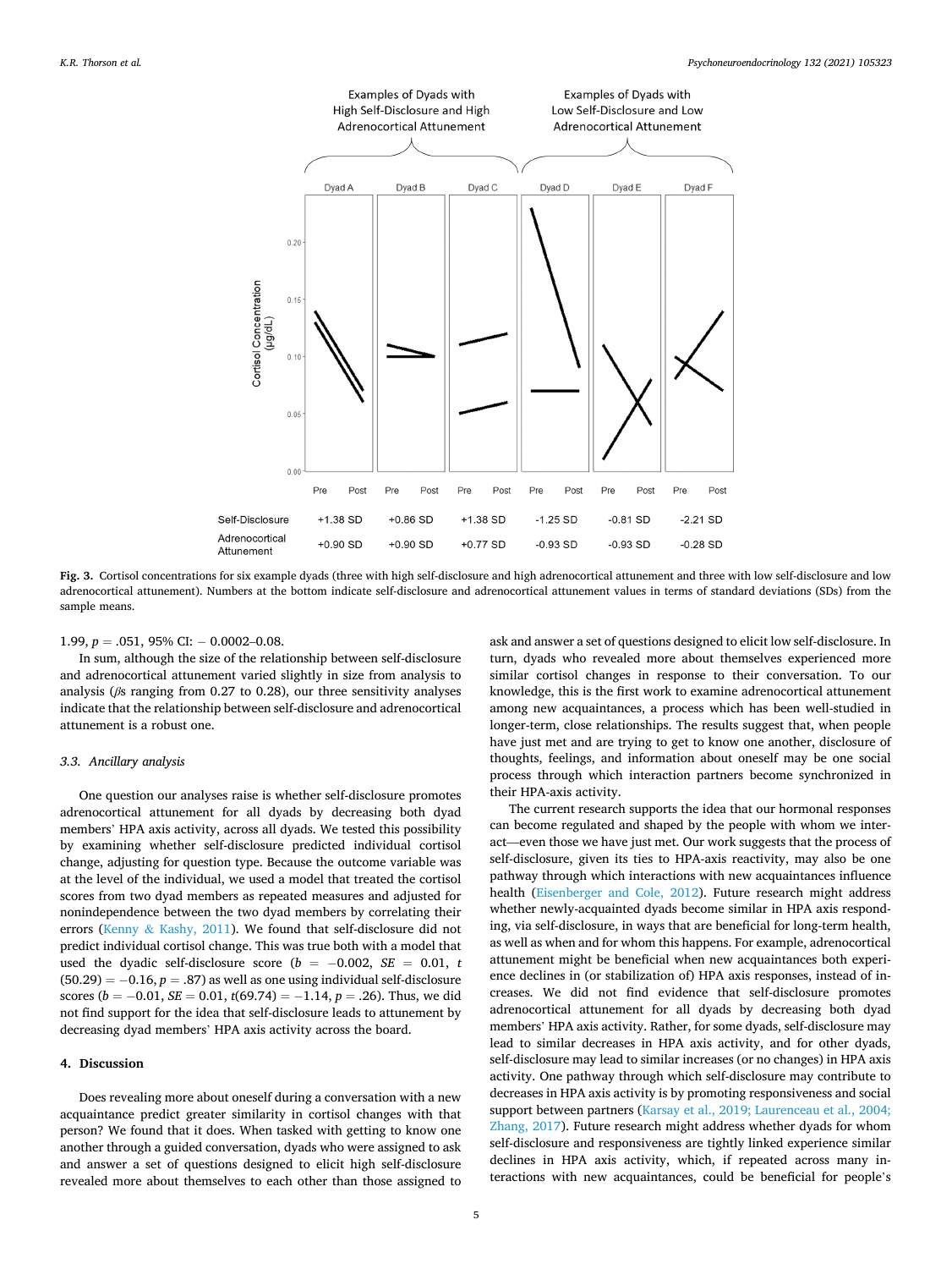Fig. 3. Cortisol concentrations for six example dyads (three with high self-disclosure and high adrenocortical attunement and three with low self-disclosure and low adrenocortical attunement). Numbers at the bottom indicate self-disclosure and adrenocortical attunement values in terms of standard deviations (SDs) from the sample means.

1.99, $p = .051$, 95% CI: − 0.0002–0.08.

In sum, although the size of the relationship between self-disclosure and adrenocortical attunement varied slightly in size from analysis to analysis ($\beta$s ranging from 0.27 to 0.28), our three sensitivity analyses indicate that the relationship between self-disclosure and adrenocortical attunement is a robust one.

### 3.3. Ancillary analysis

One question our analyses raise is whether self-disclosure promotes adrenocortical attunement for all dyads by decreasing both dyad members' HPA axis activity, across all dyads. We tested this possibility by examining whether self-disclosure predicted individual cortisol change, adjusting for question type. Because the outcome variable was at the level of the individual, we used a model that treated the cortisol scores from two dyad members as repeated measures and adjusted for nonindependence between the two dyad members by correlating their errors (Kenny & Kashy, 2011). We found that self-disclosure did not predict individual cortisol change. This was true both with a model that used the dyadic self-disclosure score ($b = -0.002$, $SE = 0.01$, $t(50.29) = -0.16$, $p = .87$) as well as one using individual self-disclosure scores ($b = -0.01$, $SE = 0.01$, $t(69.74) = -1.14$, $p = .26$). Thus, we did not find support for the idea that self-disclosure leads to attunement by decreasing dyad members' HPA axis activity across the board.

## 4. Discussion

Does revealing more about oneself during a conversation with a new acquaintance predict greater similarity in cortisol changes with that person? We found that it does. When tasked with getting to know one another through a guided conversation, dyads who were assigned to ask and answer a set of questions designed to elicit high self-disclosure revealed more about themselves to each other than those assigned to ask and answer a set of questions designed to elicit low self-disclosure. In turn, dyads who revealed more about themselves experienced more similar cortisol changes in response to their conversation. To our knowledge, this is the first work to examine adrenocortical attunement among new acquaintances, a process which has been well-studied in longer-term, close relationships. The results suggest that, when people have just met and are trying to get to know one another, disclosure of thoughts, feelings, and information about oneself may be one social process through which interaction partners become synchronized in their HPA-axis activity.

The current research supports the idea that our hormonal responses can become regulated and shaped by the people with whom we interact—even those we have just met. Our work suggests that the process of self-disclosure, given its ties to HPA-axis reactivity, may also be one pathway through which interactions with new acquaintances influence health (Eisenberger and Cole, 2012). Future research might address whether newly-acquainted dyads become similar in HPA axis responding, via self-disclosure, in ways that are beneficial for long-term health, as well as when and for whom this happens. For example, adrenocortical attunement might be beneficial when new acquaintances both experience declines in (or stabilization of) HPA axis responses, instead of increases. We did not find evidence that self-disclosure promotes adrenocortical attunement for all dyads by decreasing both dyad members' HPA axis activity. Rather, for some dyads, self-disclosure may lead to similar decreases in HPA axis activity, and for other dyads, self-disclosure may lead to similar increases (or no changes) in HPA axis activity. One pathway through which self-disclosure may contribute to decreases in HPA axis activity is by promoting responsiveness and social support between partners (Karsay et al., 2019; Laurenceau et al., 2004; Zhang, 2017). Future research might address whether dyads for whom self-disclosure and responsiveness are tightly linked experience similar declines in HPA axis activity, which, if repeated across many interactions with new acquaintances, could be beneficial for people's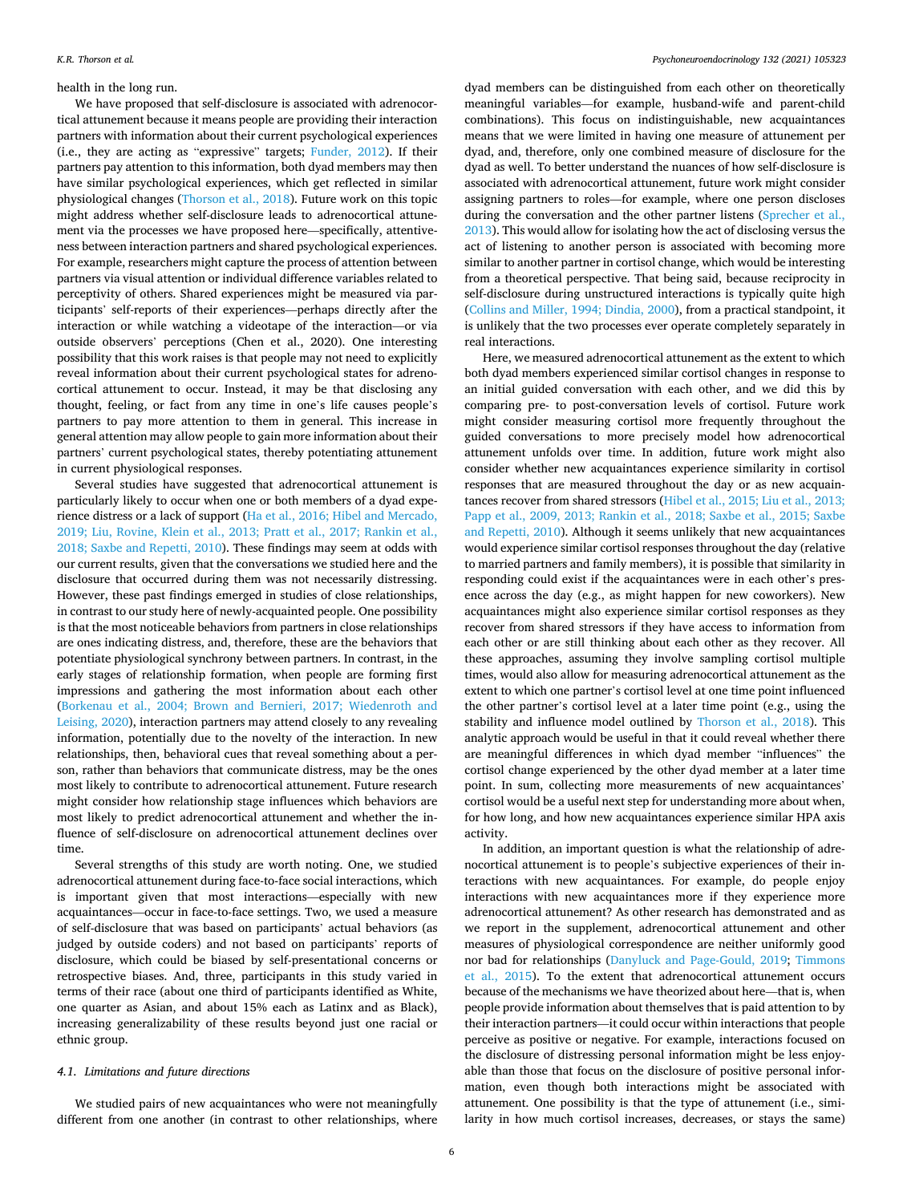health in the long run.

We have proposed that self-disclosure is associated with adrenocortical attunement because it means people are providing their interaction partners with information about their current psychological experiences (i.e., they are acting as "expressive" targets; Funder, 2012). If their partners pay attention to this information, both dyad members may then have similar psychological experiences, which get reflected in similar physiological changes (Thorson et al., 2018). Future work on this topic might address whether self-disclosure leads to adrenocortical attunement via the processes we have proposed here—specifically, attentiveness between interaction partners and shared psychological experiences. For example, researchers might capture the process of attention between partners via visual attention or individual difference variables related to perceptivity of others. Shared experiences might be measured via participants' self-reports of their experiences—perhaps directly after the interaction or while watching a videotape of the interaction—or via outside observers' perceptions (Chen et al., 2020). One interesting possibility that this work raises is that people may not need to explicitly reveal information about their current psychological states for adrenocortical attunement to occur. Instead, it may be that disclosing any thought, feeling, or fact from any time in one's life causes people's partners to pay more attention to them in general. This increase in general attention may allow people to gain more information about their partners' current psychological states, thereby potentiating attunement in current physiological responses.

Several studies have suggested that adrenocortical attunement is particularly likely to occur when one or both members of a dyad experience distress or a lack of support (Ha et al., 2016; Hibel and Mercado, 2019; Liu, Rovine, Klein et al., 2013; Pratt et al., 2017; Rankin et al., 2018; Saxbe and Repetti, 2010). These findings may seem at odds with our current results, given that the conversations we studied here and the disclosure that occurred during them was not necessarily distressing. However, these past findings emerged in studies of close relationships, in contrast to our study here of newly-acquainted people. One possibility is that the most noticeable behaviors from partners in close relationships are ones indicating distress, and, therefore, these are the behaviors that potentiate physiological synchrony between partners. In contrast, in the early stages of relationship formation, when people are forming first impressions and gathering the most information about each other (Borkenau et al., 2004; Brown and Bernieri, 2017; Wiedenroth and Leising, 2020), interaction partners may attend closely to any revealing information, potentially due to the novelty of the interaction. In new relationships, then, behavioral cues that reveal something about a person, rather than behaviors that communicate distress, may be the ones most likely to contribute to adrenocortical attunement. Future research might consider how relationship stage influences which behaviors are most likely to predict adrenocortical attunement and whether the influence of self-disclosure on adrenocortical attunement declines over time.

Several strengths of this study are worth noting. One, we studied adrenocortical attunement during face-to-face social interactions, which is important given that most interactions—especially with new acquaintances—occur in face-to-face settings. Two, we used a measure of self-disclosure that was based on participants' actual behaviors (as judged by outside coders) and not based on participants' reports of disclosure, which could be biased by self-presentational concerns or retrospective biases. And, three, participants in this study varied in terms of their race (about one third of participants identified as White, one quarter as Asian, and about 15% each as Latinx and as Black), increasing generalizability of these results beyond just one racial or ethnic group.

### 4.1. Limitations and future directions

We studied pairs of new acquaintances who were not meaningfully different from one another (in contrast to other relationships, where dyad members can be distinguished from each other on theoretically meaningful variables—for example, husband-wife and parent-child combinations). This focus on indistinguishable, new acquaintances means that we were limited in having one measure of attunement per dyad, and, therefore, only one combined measure of disclosure for the dyad as well. To better understand the nuances of how self-disclosure is associated with adrenocortical attunement, future work might consider assigning partners to roles—for example, where one person discloses during the conversation and the other partner listens (Sprecher et al., 2013). This would allow for isolating how the act of disclosing versus the act of listening to another person is associated with becoming more similar to another partner in cortisol change, which would be interesting from a theoretical perspective. That being said, because reciprocity in self-disclosure during unstructured interactions is typically quite high (Collins and Miller, 1994; Dindia, 2000), from a practical standpoint, it is unlikely that the two processes ever operate completely separately in real interactions.

Here, we measured adrenocortical attunement as the extent to which both dyad members experienced similar cortisol changes in response to an initial guided conversation with each other, and we did this by comparing pre- to post-conversation levels of cortisol. Future work might consider measuring cortisol more frequently throughout the guided conversations to more precisely model how adrenocortical attunement unfolds over time. In addition, future work might also consider whether new acquaintances experience similarity in cortisol responses that are measured throughout the day or as new acquaintances recover from shared stressors (Hibel et al., 2015; Liu et al., 2013; Papp et al., 2009, 2013; Rankin et al., 2018; Saxbe et al., 2015; Saxbe and Repetti, 2010). Although it seems unlikely that new acquaintances would experience similar cortisol responses throughout the day (relative to married partners and family members), it is possible that similarity in responding could exist if the acquaintances were in each other's presence across the day (e.g., as might happen for new coworkers). New acquaintances might also experience similar cortisol responses as they recover from shared stressors if they have access to information from each other or are still thinking about each other as they recover. All these approaches, assuming they involve sampling cortisol multiple times, would also allow for measuring adrenocortical attunement as the extent to which one partner's cortisol level at one time point influenced the other partner's cortisol level at a later time point (e.g., using the stability and influence model outlined by Thorson et al., 2018). This analytic approach would be useful in that it could reveal whether there are meaningful differences in which dyad member "influences" the cortisol change experienced by the other dyad member at a later time point. In sum, collecting more measurements of new acquaintances' cortisol would be a useful next step for understanding more about when, for how long, and how new acquaintances experience similar HPA axis activity.

In addition, an important question is what the relationship of adrenocortical attunement is to people's subjective experiences of their interactions with new acquaintances. For example, do people enjoy interactions with new acquaintances more if they experience more adrenocortical attunement? As other research has demonstrated and as we report in the supplement, adrenocortical attunement and other measures of physiological correspondence are neither uniformly good nor bad for relationships (Danyluck and Page-Gould, 2019; Timmons et al., 2015). To the extent that adrenocortical attunement occurs because of the mechanisms we have theorized about here—that is, when people provide information about themselves that is paid attention to by their interaction partners—it could occur within interactions that people perceive as positive or negative. For example, interactions focused on the disclosure of distressing personal information might be less enjoyable than those that focus on the disclosure of positive personal information, even though both interactions might be associated with attunement. One possibility is that the type of attunement (i.e., similarity in how much cortisol increases, decreases, or stays the same)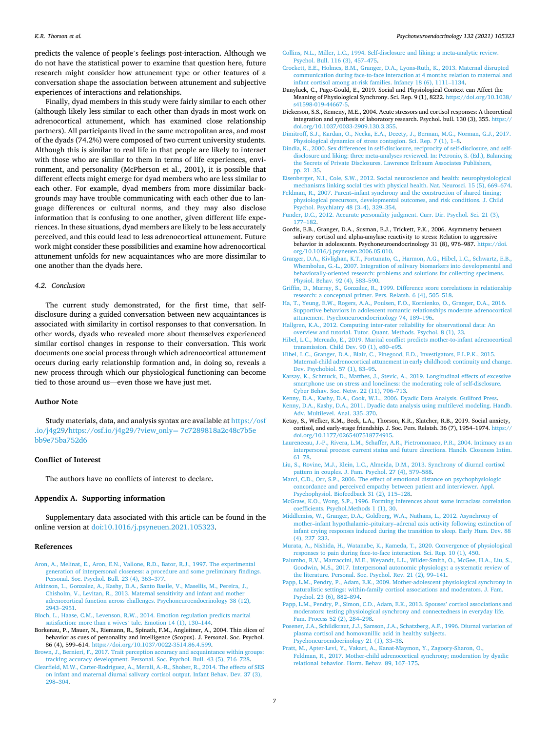predicts the valence of people's feelings post-interaction. Although we do not have the statistical power to examine that question here, future research might consider how attunement type or other features of a conversation shape the association between attunement and subjective experiences of interactions and relationships.

Finally, dyad members in this study were fairly similar to each other (although likely less similar to each other than dyads in most work on adrenocortical attunement, which has examined close relationship partners). All participants lived in the same metropolitan area, and most of the dyads (74.2%) were composed of two current university students. Although this is similar to real life in that people are likely to interact with those who are similar to them in terms of life experiences, environment, and personality (McPherson et al., 2001), it is possible that different effects might emerge for dyad members who are less similar to each other. For example, dyad members from more dissimilar backgrounds may have trouble communicating with each other due to language differences or cultural norms, and they may also disclose information that is confusing to one another, given different life experiences. In these situations, dyad members are likely to be less accurately perceived, and this could lead to less adrenocortical attunement. Future work might consider these possibilities and examine how adrenocortical attunement unfolds for new acquaintances who are more dissimilar to one another than the dyads here.

### 4.2. Conclusion

The current study demonstrated, for the first time, that self-disclosure during a guided conversation between new acquaintances is associated with similarity in cortisol responses to that conversation. In other words, dyads who revealed more about themselves experienced similar cortisol changes in response to their conversation. This work documents one social process through which adrenocortical attunement occurs during early relationship formation and, in doing so, reveals a new process through which our physiological functioning can become tied to those around us—even those we have just met.

## Author Note

Study materials, data, and analysis syntax are available at https://osf.io/j4g29/https://osf.io/j4g29/?view_only= 7c7289818a2c48c7b5ebb9e75ba752d6

## Conflict of Interest

The authors have no conflicts of interest to declare.

## Appendix A. Supporting information

Supplementary data associated with this article can be found in the online version at doi:10.1016/j.psyneuen.2021.105323.

## References

Aron, A., Melinat, E., Aron, E.N., Vallone, R.D., Bator, R.J., 1997. The experimental generation of interpersonal closeness: a procedure and some preliminary findings. Personal. Soc. Psychol. Bull. 23 (4), 363–377.

Atkinson, L., Gonzalez, A., Kashy, D.A., Santo Basile, V., Masellis, M., Pereira, J., Chisholm, V., Levitan, R., 2013. Maternal sensitivity and infant and mother adrenocortical function across challenges. Psychoneuroendocrinology 38 (12), 2943–2951.

Bloch, L., Haase, C.M., Levenson, R.W., 2014. Emotion regulation predicts marital satisfaction: more than a wives' tale. Emotion 14 (1), 130–144.

Borkenau, P., Mauer, N., Riemann, R., Spinath, F.M., Angleitner, A., 2004. Thin slices of behavior as cues of personality and intelligence (Scopus). J. Personal. Soc. Psychol. 86 (4), 599–614. https://doi.org/10.1037/0022-3514.86.4.599.

Brown, J., Bernieri, F., 2017. Trait perception accuracy and acquaintance within groups: tracking accuracy development. Personal. Soc. Psychol. Bull. 43 (5), 716–728.

Clearfield, M.W., Carter-Rodriguez, A., Merali, A.-R., Shober, R., 2014. The effects of SES on infant and maternal diurnal salivary cortisol output. Infant Behav. Dev. 37 (3), 298–304.

Collins, N.L., Miller, L.C., 1994. Self-disclosure and liking: a meta-analytic review. Psychol. Bull. 116 (3), 457–475.

Crockett, E.E., Holmes, B.M., Granger, D.A., Lyons-Ruth, K., 2013. Maternal disrupted communication during face-to-face interaction at 4 months: relation to maternal and infant cortisol among at-risk families. Infancy 18 (6), 1111–1134.

Danyluck, C., Page-Gould, E., 2019. Social and Physiological Context can Affect the Meaning of Physiological Synchrony. Sci. Rep. 9 (1), 8222. https://doi.org/10.1038/s41598-019-44667-5.

Dickerson, S.S., Kemeny, M.E., 2004. Acute stressors and cortisol responses: A theoretical integration and synthesis of laboratory research. Psychol. bull. 130 (3), 355. https://doi.org/10.1037/0033-2909.130.3.355.

Dimitroff, S.J., Kardan, O., Necka, E.A., Decety, J., Berman, M.G., Norman, G.J., 2017. Physiological dynamics of stress contagion. Sci. Rep. 7 (1), 1–8.

Dindia, K., 2000. Sex differences in self-disclosure, reciprocity of self-disclosure, and self-disclosure and liking: three meta-analyses reviewed. In: Petronio, S. (Ed.), Balancing the Secrets of Private Disclosures. Lawrence Erlbaum Associates Publishers, pp. 21–35.

Eisenberger, N.I., Cole, S.W., 2012. Social neuroscience and health: neurophysiological mechanisms linking social ties with physical health. Nat. Neurosci. 15 (5), 669–674.

Feldman, R., 2007. Parent–infant synchrony and the construction of shared timing; physiological precursors, developmental outcomes, and risk conditions. J. Child Psychol. Psychiatry 48 (3–4), 329–354.

Funder, D.C., 2012. Accurate personality judgment. Curr. Dir. Psychol. Sci. 21 (3), 177–182.

Gordis, E.B., Granger, D.A., Susman, E.J., Trickett, P.K., 2006. Asymmetry between salivary cortisol and alpha-amylase reactivity to stress: Relation to aggressive behavior in adolescents. Psychoneuroendocrinology 31 (8), 976–987. https://doi.org/10.1016/j.psyneuen.2006.05.010.

Granger, D.A., Kivlighan, K.T., Fortunato, C., Harmon, A.G., Hibel, L.C., Schwartz, E.B., Whembolua, G.-L., 2007. Integration of salivary biomarkers into developmental and behaviorally-oriented research: problems and solutions for collecting specimens. Physiol. Behav. 92 (4), 583–590.

Griffin, D., Murray, S., Gonzalez, R., 1999. Difference score correlations in relationship research: a conceptual primer. Pers. Relatsh. 6 (4), 505–518.

Ha, T., Yeung, E.W., Rogers, A.A., Poulsen, F.O., Kornienko, O., Granger, D.A., 2016. Supportive behaviors in adolescent romantic relationships moderate adrenocortical attunement. Psychoneuroendocrinology 74, 189–196.

Hallgren, K.A., 2012. Computing inter-rater reliability for observational data: An overview and tutorial. Tutor. Quant. Methods. Psychol. 8 (1), 23.

Hibel, L.C., Mercado, E., 2019. Marital conflict predicts mother-to-infant adrenocortical transmission. Child Dev. 90 (1), e80–e95.

Hibel, L.C., Granger, D.A., Blair, C., Finegood, E.D., Investigators, F.L.P.K., 2015. Maternal-child adrenocortical attunement in early childhood: continuity and change. Dev. Psychobiol. 57 (1), 83–95.

Karsay, K., Schmuck, D., Matthes, J., Stevic, A., 2019. Longitudinal effects of excessive smartphone use on stress and loneliness: the moderating role of self-disclosure. Cyber Behav. Soc. Netw. 22 (11), 706–713.

Kenny, D.A., Kashy, D.A., Cook, W.L., 2006. Dyadic Data Analysis. Guilford Press.

Kenny, D.A., Kashy, D.A., 2011. Dyadic data analysis using multilevel modeling. Handb. Adv. Multilevel. Anal. 335–370.

Ketay, S., Welker, K.M., Beck, L.A., Thorson, K.R., Slatcher, R.B., 2019. Social anxiety, cortisol, and early-stage friendship. J. Soc. Pers. Relatsh. 36 (7), 1954–1974. https://doi.org/10.1177/0265407518774915.

Laurenceau, J.-P., Rivera, L.M., Schaffer, A.R., Pietromonaco, P.R., 2004. Intimacy as an interpersonal process: current status and future directions. Handb. Closeness Intim. 61–78.

Liu, S., Rovine, M.J., Klein, L.C., Almeida, D.M., 2013. Synchrony of diurnal cortisol pattern in couples. J. Fam. Psychol. 27 (4), 579–588.

Marci, C.D., Orr, S.P., 2006. The effect of emotional distance on psychophysiologic concordance and perceived empathy between patient and interviewer. Appl. Psychophysiol. Biofeedback 31 (2), 115–128.

McGraw, K.O., Wong, S.P., 1996. Forming inferences about some intraclass correlation coefficients. Psychol.Methods 1 (1), 30.

Middlemiss, W., Granger, D.A., Goldberg, W.A., Nathans, L., 2012. Asynchrony of mother–infant hypothalamic–pituitary–adrenal axis activity following extinction of infant crying responses induced during the transition to sleep. Early Hum. Dev. 88 (4), 227–232.

Murata, A., Nishida, H., Watanabe, K., Kameda, T., 2020. Convergence of physiological responses to pain during face-to-face interaction. Sci. Rep. 10 (1), 450.

Palumbo, R.V., Marraccini, M.E., Weyandt, L.L., Wilder-Smith, O., McGee, H.A., Liu, S., Goodwin, M.S., 2017. Interpersonal autonomic physiology: a systematic review of the literature. Personal. Soc. Psychol. Rev. 21 (2), 99–141.

Papp, L.M., Pendry, P., Adam, E.K., 2009. Mother-adolescent physiological synchrony in naturalistic settings: within-family cortisol associations and moderators. J. Fam. Psychol. 23 (6), 882–894.

Papp, L.M., Pendry, P., Simon, C.D., Adam, E.K., 2013. Spouses' cortisol associations and moderators: testing physiological synchrony and connectedness in everyday life. Fam. Process 52 (2), 284–298.

Posener, J.A., Schildkraut, J.J., Samson, J.A., Schatzberg, A.F., 1996. Diurnal variation of plasma cortisol and homovanillic acid in healthy subjects. Psychoneuroendocrinology 21 (1), 33–38.

Pratt, M., Apter-Levi, Y., Vakart, A., Kanat-Maymon, Y., Zagoory-Sharon, O., Feldman, R., 2017. Mother-child adrenocortical synchrony; moderation by dyadic relational behavior. Horm. Behav. 89, 167–175.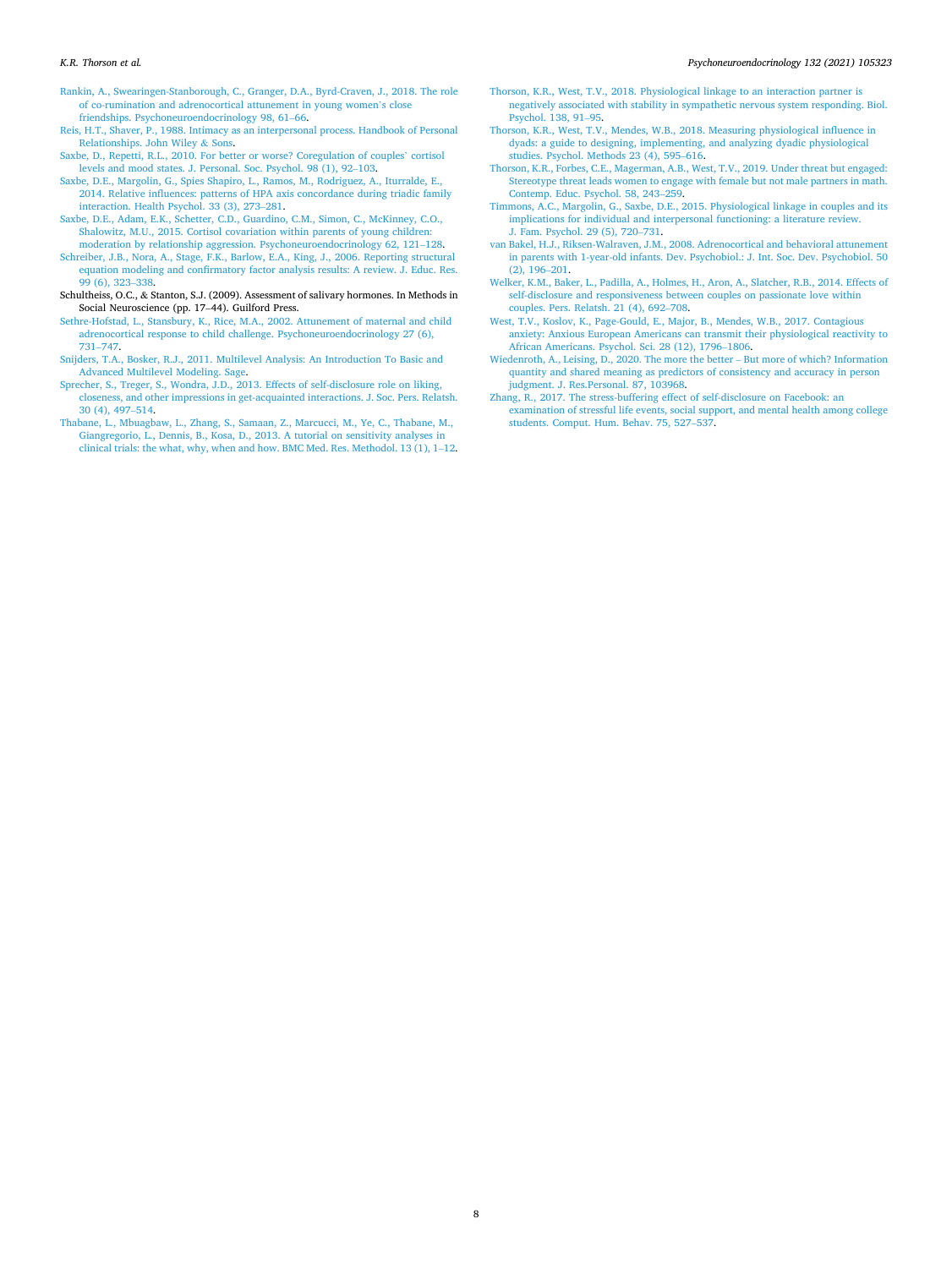Rankin, A., Swearingen-Stanborough, C., Granger, D.A., Byrd-Craven, J., 2018. The role of co-rumination and adrenocortical attunement in young women's close friendships. Psychoneuroendocrinology 98, 61–66.

Reis, H.T., Shaver, P., 1988. Intimacy as an interpersonal process. Handbook of Personal Relationships. John Wiley & Sons.

Saxbe, D., Repetti, R.L., 2010. For better or worse? Coregulation of couples' cortisol levels and mood states. J. Personal. Soc. Psychol. 98 (1), 92–103.

Saxbe, D.E., Margolin, G., Spies Shapiro, L., Ramos, M., Rodriguez, A., Iturralde, E., 2014. Relative influences: patterns of HPA axis concordance during triadic family interaction. Health Psychol. 33 (3), 273–281.

Saxbe, D.E., Adam, E.K., Schetter, C.D., Guardino, C.M., Simon, C., McKinney, C.O., Shalowitz, M.U., 2015. Cortisol covariation within parents of young children: moderation by relationship aggression. Psychoneuroendocrinology 62, 121–128.

Schreiber, J.B., Nora, A., Stage, F.K., Barlow, E.A., King, J., 2006. Reporting structural equation modeling and confirmatory factor analysis results: A review. J. Educ. Res. 99 (6), 323–338.

Schultheiss, O.C., & Stanton, S.J. (2009). Assessment of salivary hormones. In Methods in Social Neuroscience (pp. 17–44). Guilford Press.

Sethre-Hofstad, L., Stansbury, K., Rice, M.A., 2002. Attunement of maternal and child adrenocortical response to child challenge. Psychoneuroendocrinology 27 (6), 731–747.

Snijders, T.A., Bosker, R.J., 2011. Multilevel Analysis: An Introduction To Basic and Advanced Multilevel Modeling. Sage.

Sprecher, S., Treger, S., Wondra, J.D., 2013. Effects of self-disclosure role on liking, closeness, and other impressions in get-acquainted interactions. J. Soc. Pers. Relatsh. 30 (4), 497–514.

Thabane, L., Mbuagbaw, L., Zhang, S., Samaan, Z., Marcucci, M., Ye, C., Thabane, M., Giangregorio, L., Dennis, B., Kosa, D., 2013. A tutorial on sensitivity analyses in clinical trials: the what, why, when and how. BMC Med. Res. Methodol. 13 (1), 1–12.

Thorson, K.R., West, T.V., 2018. Physiological linkage to an interaction partner is negatively associated with stability in sympathetic nervous system responding. Biol. Psychol. 138, 91–95.

Thorson, K.R., West, T.V., Mendes, W.B., 2018. Measuring physiological influence in dyads: a guide to designing, implementing, and analyzing dyadic physiological studies. Psychol. Methods 23 (4), 595–616.

Thorson, K.R., Forbes, C.E., Magerman, A.B., West, T.V., 2019. Under threat but engaged: Stereotype threat leads women to engage with female but not male partners in math. Contemp. Educ. Psychol. 58, 243–259.

Timmons, A.C., Margolin, G., Saxbe, D.E., 2015. Physiological linkage in couples and its implications for individual and interpersonal functioning: a literature review. J. Fam. Psychol. 29 (5), 720–731.

van Bakel, H.J., Riksen-Walraven, J.M., 2008. Adrenocortical and behavioral attunement in parents with 1-year-old infants. Dev. Psychobiol.: J. Int. Soc. Dev. Psychobiol. 50 (2), 196–201.

Welker, K.M., Baker, L., Padilla, A., Holmes, H., Aron, A., Slatcher, R.B., 2014. Effects of self-disclosure and responsiveness between couples on passionate love within couples. Pers. Relatsh. 21 (4), 692–708.

West, T.V., Koslov, K., Page-Gould, E., Major, B., Mendes, W.B., 2017. Contagious anxiety: Anxious European Americans can transmit their physiological reactivity to African Americans. Psychol. Sci. 28 (12), 1796–1806.

Wiedenroth, A., Leising, D., 2020. The more the better – But more of which? Information quantity and shared meaning as predictors of consistency and accuracy in person judgment. J. Res.Personal. 87, 103968.

Zhang, R., 2017. The stress-buffering effect of self-disclosure on Facebook: an examination of stressful life events, social support, and mental health among college students. Comput. Hum. Behav. 75, 527–537.